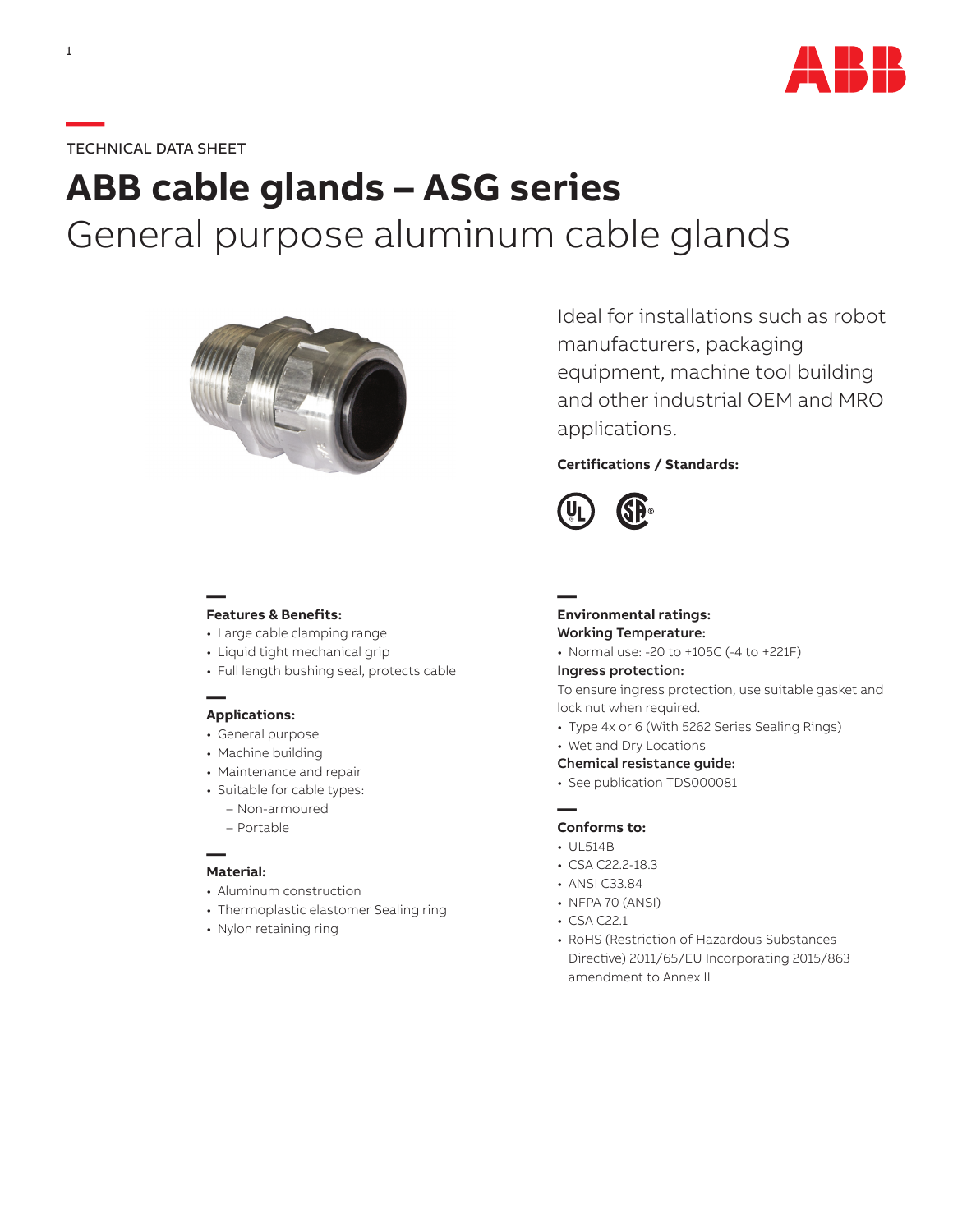TECHNICAL DATA SHEET

# ABB cable glands – ASG series

## General purpose aluminum cable glands

Ideal for installations such as robot manufacturers, packaging equipment, machine tool building and other industrial OEM and MRO applications.

**Certifications / Standards:**

**Features & Benefits:**

- Large cable clamping range
- Liquid tight mechanical grip
- Full length bushing seal, protects cable

**Applications:**

- General purpose
- Machine building
- Maintenance and repair
- Suitable for cable types:
  - Non-armoured
  - Portable

**Material:**

- Aluminum construction
- Thermoplastic elastomer Sealing ring
- Nylon retaining ring

**Environmental ratings:**

**Working Temperature:**

- Normal use: -20 to +105C (-4 to +221F)

**Ingress protection:**

To ensure ingress protection, use suitable gasket and lock nut when required.

- Type 4x or 6 (With 5262 Series Sealing Rings)
- Wet and Dry Locations

**Chemical resistance guide:**

- See publication TDS000081

**Conforms to:**

- UL514B
- CSA C22.2-18.3
- ANSI C33.84
- NFPA 70 (ANSI)
- CSA C22.1
- RoHS (Restriction of Hazardous Substances Directive) 2011/65/EU Incorporating 2015/863 amendment to Annex II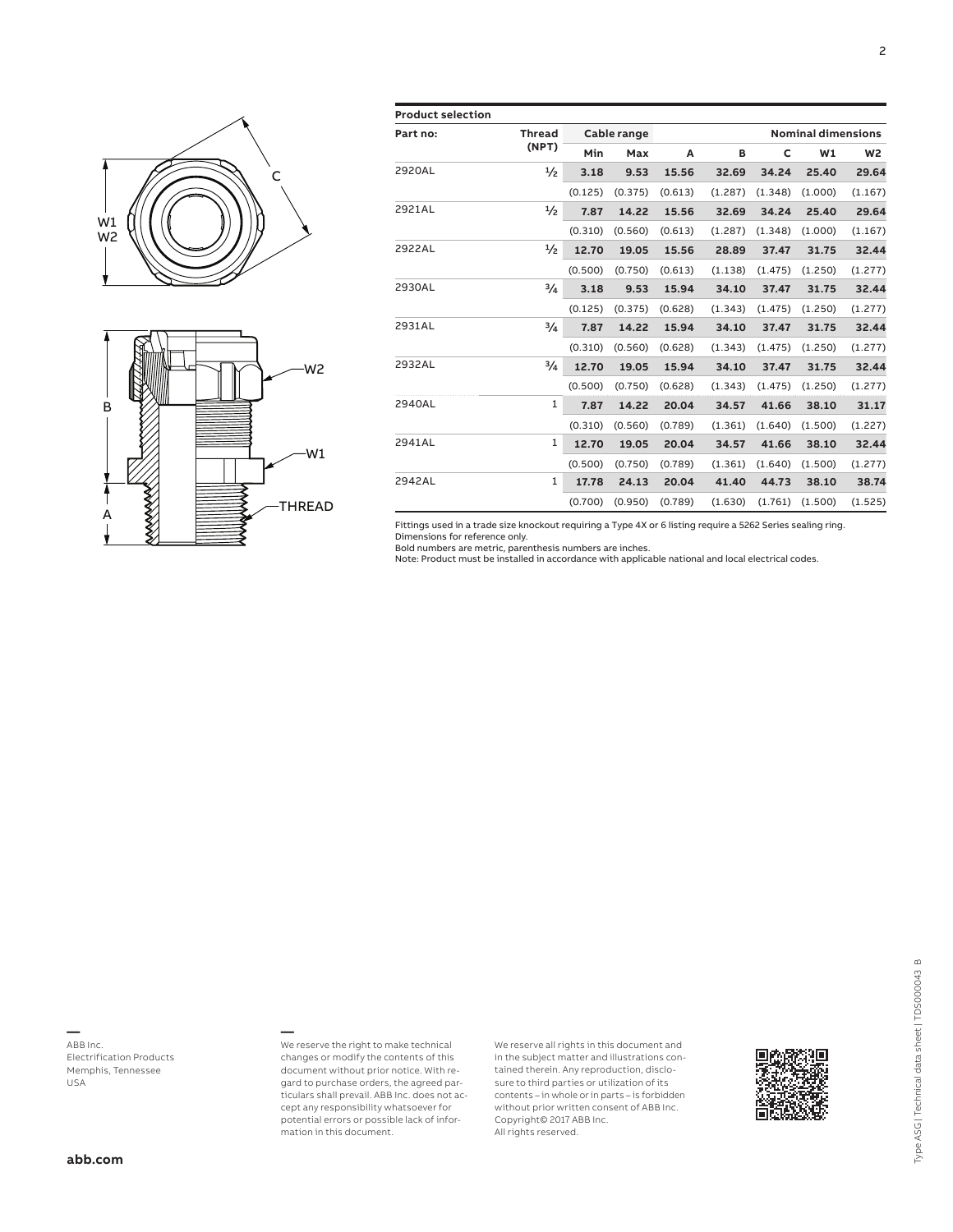W1
W2
C
B
A
W2
W1
THREAD

**Product selection**

| Part no: | Thread (NPT) | Cable range | | Nominal dimensions | | | | |
|---|---|---|---|---|---|---|---|---|
| | | Min | Max | A | B | C | W1 | W2 |
| 2920AL | ½ | **3.18** | **9.53** | **15.56** | **32.69** | **34.24** | **25.40** | **29.64** |
| | | (0.125) | (0.375) | (0.613) | (1.287) | (1.348) | (1.000) | (1.167) |
| 2921AL | ½ | **7.87** | **14.22** | **15.56** | **32.69** | **34.24** | **25.40** | **29.64** |
| | | (0.310) | (0.560) | (0.613) | (1.287) | (1.348) | (1.000) | (1.167) |
| 2922AL | ½ | **12.70** | **19.05** | **15.56** | **28.89** | **37.47** | **31.75** | **32.44** |
| | | (0.500) | (0.750) | (0.613) | (1.138) | (1.475) | (1.250) | (1.277) |
| 2930AL | ¾ | **3.18** | **9.53** | **15.94** | **34.10** | **37.47** | **31.75** | **32.44** |
| | | (0.125) | (0.375) | (0.628) | (1.343) | (1.475) | (1.250) | (1.277) |
| 2931AL | ¾ | **7.87** | **14.22** | **15.94** | **34.10** | **37.47** | **31.75** | **32.44** |
| | | (0.310) | (0.560) | (0.628) | (1.343) | (1.475) | (1.250) | (1.277) |
| 2932AL | ¾ | **12.70** | **19.05** | **15.94** | **34.10** | **37.47** | **31.75** | **32.44** |
| | | (0.500) | (0.750) | (0.628) | (1.343) | (1.475) | (1.250) | (1.277) |
| 2940AL | 1 | **7.87** | **14.22** | **20.04** | **34.57** | **41.66** | **38.10** | **31.17** |
| | | (0.310) | (0.560) | (0.789) | (1.361) | (1.640) | (1.500) | (1.227) |
| 2941AL | 1 | **12.70** | **19.05** | **20.04** | **34.57** | **41.66** | **38.10** | **32.44** |
| | | (0.500) | (0.750) | (0.789) | (1.361) | (1.640) | (1.500) | (1.277) |
| 2942AL | 1 | **17.78** | **24.13** | **20.04** | **41.40** | **44.73** | **38.10** | **38.74** |
| | | (0.700) | (0.950) | (0.789) | (1.630) | (1.761) | (1.500) | (1.525) |

Fittings used in a trade size knockout requiring a Type 4X or 6 listing require a 5262 Series sealing ring.
Dimensions for reference only.
Bold numbers are metric, parenthesis numbers are inches.
Note: Product must be installed in accordance with applicable national and local electrical codes.

ABB Inc.
Electrification Products
Memphis, Tennessee
USA

We reserve the right to make technical changes or modify the contents of this document without prior notice. With regard to purchase orders, the agreed particulars shall prevail. ABB Inc. does not accept any responsibility whatsoever for potential errors or possible lack of information in this document.

We reserve all rights in this document and in the subject matter and illustrations contained therein. Any reproduction, disclosure to third parties or utilization of its contents – in whole or in parts – is forbidden without prior written consent of ABB Inc.
Copyright© 2017 ABB Inc.
All rights reserved.

abb.com

Type ASG | Technical data sheet | TDS000043 B